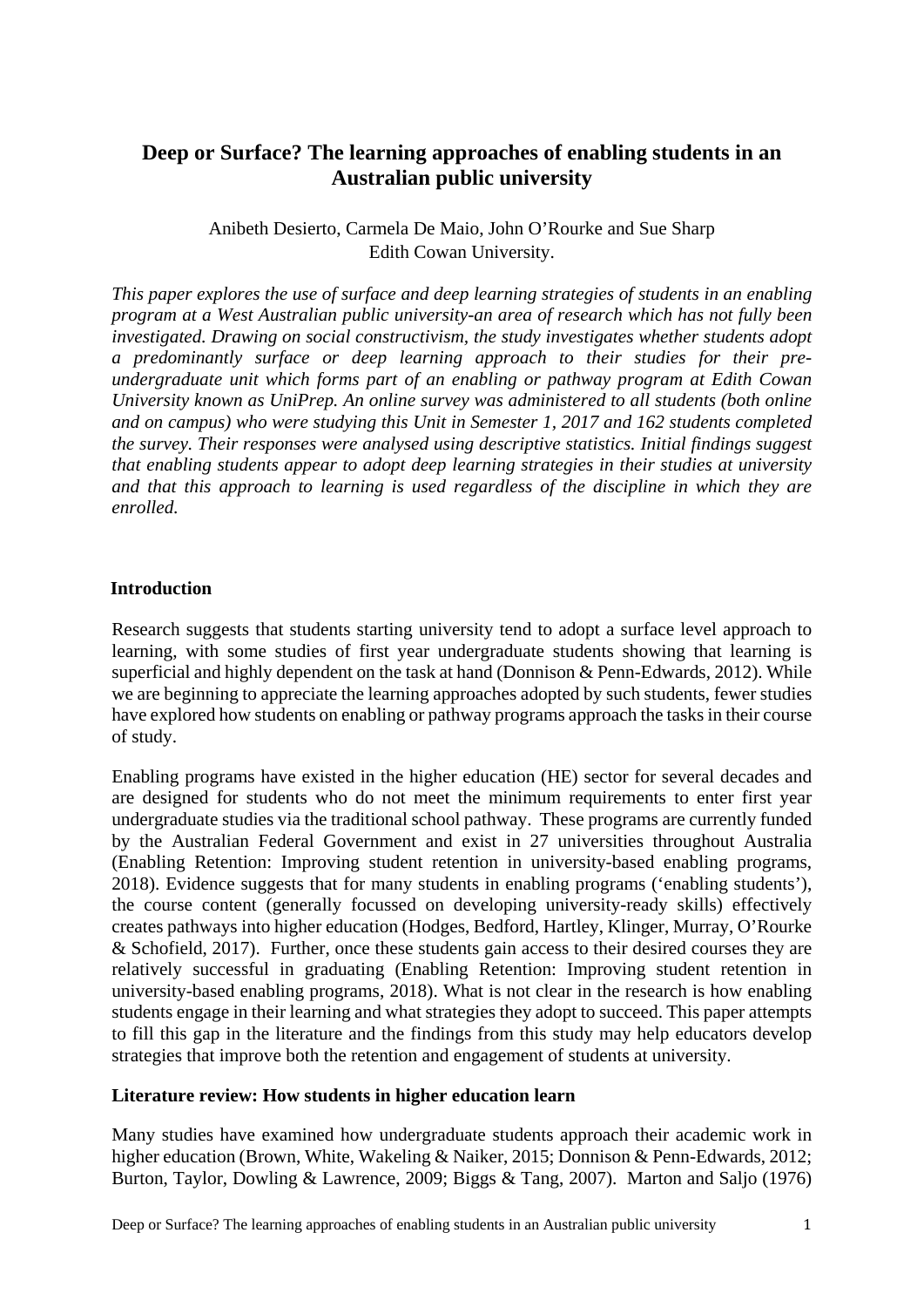# Deep or Surface? The learning approaches of enabling students in an Australian public university

Anibeth Desierto, Carmela De Maio, John O'Rourke and Sue Sharp
Edith Cowan University.

*This paper explores the use of surface and deep learning strategies of students in an enabling program at a West Australian public university-an area of research which has not fully been investigated. Drawing on social constructivism, the study investigates whether students adopt a predominantly surface or deep learning approach to their studies for their pre-undergraduate unit which forms part of an enabling or pathway program at Edith Cowan University known as UniPrep. An online survey was administered to all students (both online and on campus) who were studying this Unit in Semester 1, 2017 and 162 students completed the survey. Their responses were analysed using descriptive statistics. Initial findings suggest that enabling students appear to adopt deep learning strategies in their studies at university and that this approach to learning is used regardless of the discipline in which they are enrolled.*

## Introduction

Research suggests that students starting university tend to adopt a surface level approach to learning, with some studies of first year undergraduate students showing that learning is superficial and highly dependent on the task at hand (Donnison & Penn-Edwards, 2012). While we are beginning to appreciate the learning approaches adopted by such students, fewer studies have explored how students on enabling or pathway programs approach the tasks in their course of study.

Enabling programs have existed in the higher education (HE) sector for several decades and are designed for students who do not meet the minimum requirements to enter first year undergraduate studies via the traditional school pathway. These programs are currently funded by the Australian Federal Government and exist in 27 universities throughout Australia (Enabling Retention: Improving student retention in university-based enabling programs, 2018). Evidence suggests that for many students in enabling programs ('enabling students'), the course content (generally focussed on developing university-ready skills) effectively creates pathways into higher education (Hodges, Bedford, Hartley, Klinger, Murray, O'Rourke & Schofield, 2017). Further, once these students gain access to their desired courses they are relatively successful in graduating (Enabling Retention: Improving student retention in university-based enabling programs, 2018). What is not clear in the research is how enabling students engage in their learning and what strategies they adopt to succeed. This paper attempts to fill this gap in the literature and the findings from this study may help educators develop strategies that improve both the retention and engagement of students at university.

## Literature review: How students in higher education learn

Many studies have examined how undergraduate students approach their academic work in higher education (Brown, White, Wakeling & Naiker, 2015; Donnison & Penn-Edwards, 2012; Burton, Taylor, Dowling & Lawrence, 2009; Biggs & Tang, 2007). Marton and Saljo (1976)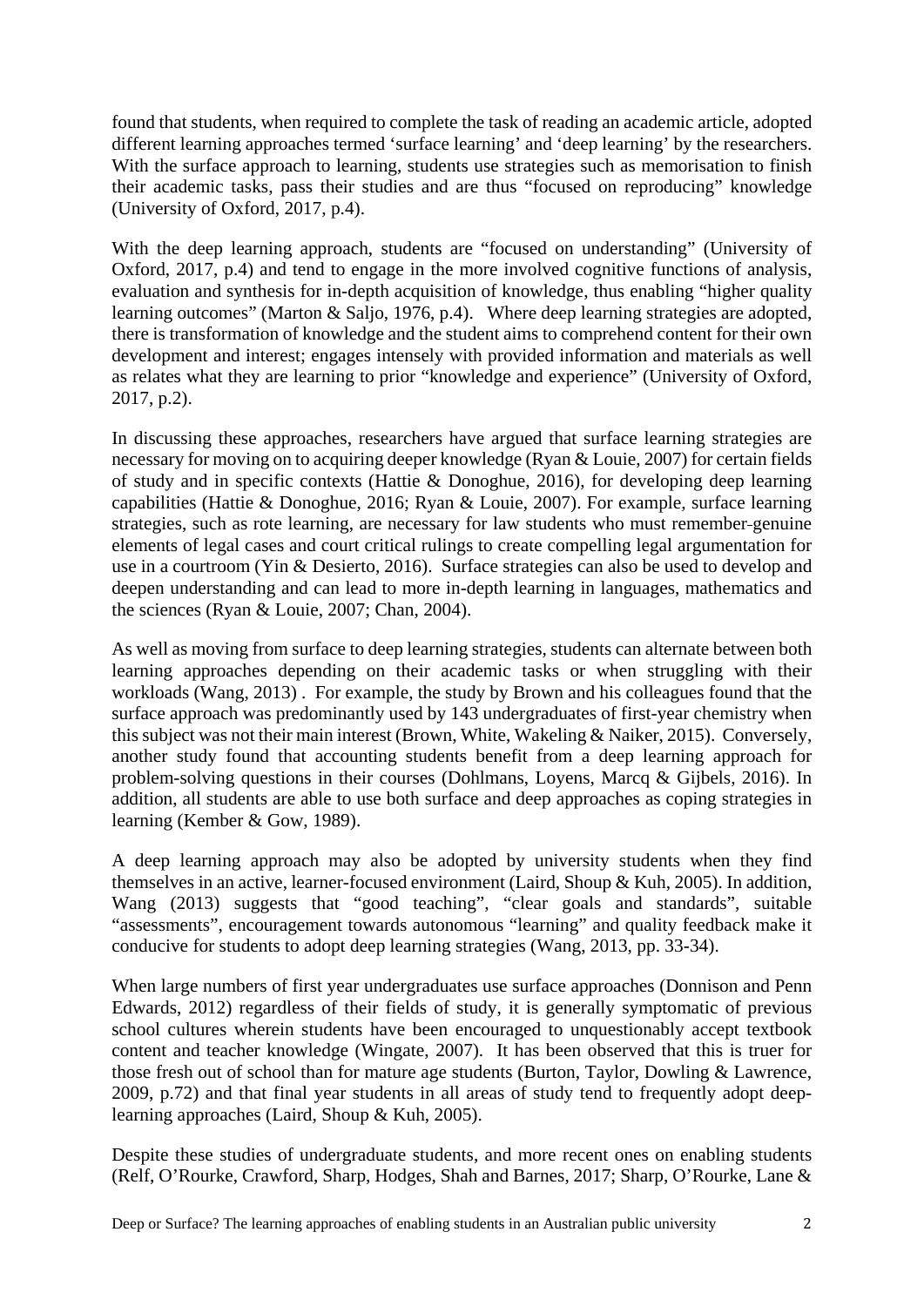found that students, when required to complete the task of reading an academic article, adopted different learning approaches termed 'surface learning' and 'deep learning' by the researchers. With the surface approach to learning, students use strategies such as memorisation to finish their academic tasks, pass their studies and are thus "focused on reproducing" knowledge (University of Oxford, 2017, p.4).

With the deep learning approach, students are "focused on understanding" (University of Oxford, 2017, p.4) and tend to engage in the more involved cognitive functions of analysis, evaluation and synthesis for in-depth acquisition of knowledge, thus enabling "higher quality learning outcomes" (Marton & Saljo, 1976, p.4). Where deep learning strategies are adopted, there is transformation of knowledge and the student aims to comprehend content for their own development and interest; engages intensely with provided information and materials as well as relates what they are learning to prior "knowledge and experience" (University of Oxford, 2017, p.2).

In discussing these approaches, researchers have argued that surface learning strategies are necessary for moving on to acquiring deeper knowledge (Ryan & Louie, 2007) for certain fields of study and in specific contexts (Hattie & Donoghue, 2016), for developing deep learning capabilities (Hattie & Donoghue, 2016; Ryan & Louie, 2007). For example, surface learning strategies, such as rote learning, are necessary for law students who must remember genuine elements of legal cases and court critical rulings to create compelling legal argumentation for use in a courtroom (Yin & Desierto, 2016). Surface strategies can also be used to develop and deepen understanding and can lead to more in-depth learning in languages, mathematics and the sciences (Ryan & Louie, 2007; Chan, 2004).

As well as moving from surface to deep learning strategies, students can alternate between both learning approaches depending on their academic tasks or when struggling with their workloads (Wang, 2013) . For example, the study by Brown and his colleagues found that the surface approach was predominantly used by 143 undergraduates of first-year chemistry when this subject was not their main interest (Brown, White, Wakeling & Naiker, 2015). Conversely, another study found that accounting students benefit from a deep learning approach for problem-solving questions in their courses (Dohlmans, Loyens, Marcq & Gijbels, 2016). In addition, all students are able to use both surface and deep approaches as coping strategies in learning (Kember & Gow, 1989).

A deep learning approach may also be adopted by university students when they find themselves in an active, learner-focused environment (Laird, Shoup & Kuh, 2005). In addition, Wang (2013) suggests that "good teaching", "clear goals and standards", suitable "assessments", encouragement towards autonomous "learning" and quality feedback make it conducive for students to adopt deep learning strategies (Wang, 2013, pp. 33-34).

When large numbers of first year undergraduates use surface approaches (Donnison and Penn Edwards, 2012) regardless of their fields of study, it is generally symptomatic of previous school cultures wherein students have been encouraged to unquestionably accept textbook content and teacher knowledge (Wingate, 2007). It has been observed that this is truer for those fresh out of school than for mature age students (Burton, Taylor, Dowling & Lawrence, 2009, p.72) and that final year students in all areas of study tend to frequently adopt deep-learning approaches (Laird, Shoup & Kuh, 2005).

Despite these studies of undergraduate students, and more recent ones on enabling students (Relf, O'Rourke, Crawford, Sharp, Hodges, Shah and Barnes, 2017; Sharp, O'Rourke, Lane &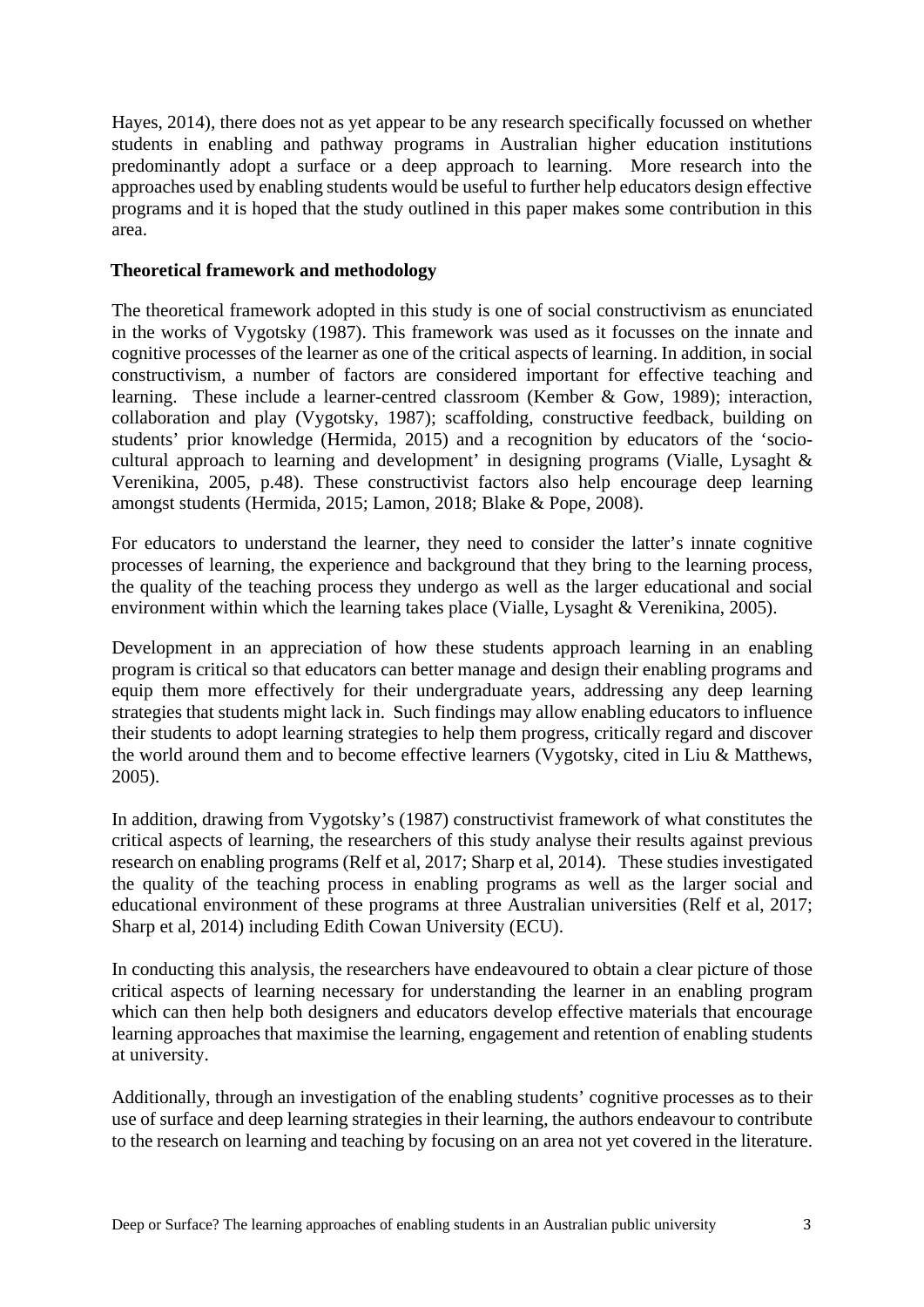Hayes, 2014), there does not as yet appear to be any research specifically focussed on whether students in enabling and pathway programs in Australian higher education institutions predominantly adopt a surface or a deep approach to learning. More research into the approaches used by enabling students would be useful to further help educators design effective programs and it is hoped that the study outlined in this paper makes some contribution in this area.

## Theoretical framework and methodology

The theoretical framework adopted in this study is one of social constructivism as enunciated in the works of Vygotsky (1987). This framework was used as it focusses on the innate and cognitive processes of the learner as one of the critical aspects of learning. In addition, in social constructivism, a number of factors are considered important for effective teaching and learning. These include a learner-centred classroom (Kember & Gow, 1989); interaction, collaboration and play (Vygotsky, 1987); scaffolding, constructive feedback, building on students' prior knowledge (Hermida, 2015) and a recognition by educators of the 'socio-cultural approach to learning and development' in designing programs (Vialle, Lysaght & Verenikina, 2005, p.48). These constructivist factors also help encourage deep learning amongst students (Hermida, 2015; Lamon, 2018; Blake & Pope, 2008).

For educators to understand the learner, they need to consider the latter's innate cognitive processes of learning, the experience and background that they bring to the learning process, the quality of the teaching process they undergo as well as the larger educational and social environment within which the learning takes place (Vialle, Lysaght & Verenikina, 2005).

Development in an appreciation of how these students approach learning in an enabling program is critical so that educators can better manage and design their enabling programs and equip them more effectively for their undergraduate years, addressing any deep learning strategies that students might lack in. Such findings may allow enabling educators to influence their students to adopt learning strategies to help them progress, critically regard and discover the world around them and to become effective learners (Vygotsky, cited in Liu & Matthews, 2005).

In addition, drawing from Vygotsky's (1987) constructivist framework of what constitutes the critical aspects of learning, the researchers of this study analyse their results against previous research on enabling programs (Relf et al, 2017; Sharp et al, 2014). These studies investigated the quality of the teaching process in enabling programs as well as the larger social and educational environment of these programs at three Australian universities (Relf et al, 2017; Sharp et al, 2014) including Edith Cowan University (ECU).

In conducting this analysis, the researchers have endeavoured to obtain a clear picture of those critical aspects of learning necessary for understanding the learner in an enabling program which can then help both designers and educators develop effective materials that encourage learning approaches that maximise the learning, engagement and retention of enabling students at university.

Additionally, through an investigation of the enabling students' cognitive processes as to their use of surface and deep learning strategies in their learning, the authors endeavour to contribute to the research on learning and teaching by focusing on an area not yet covered in the literature.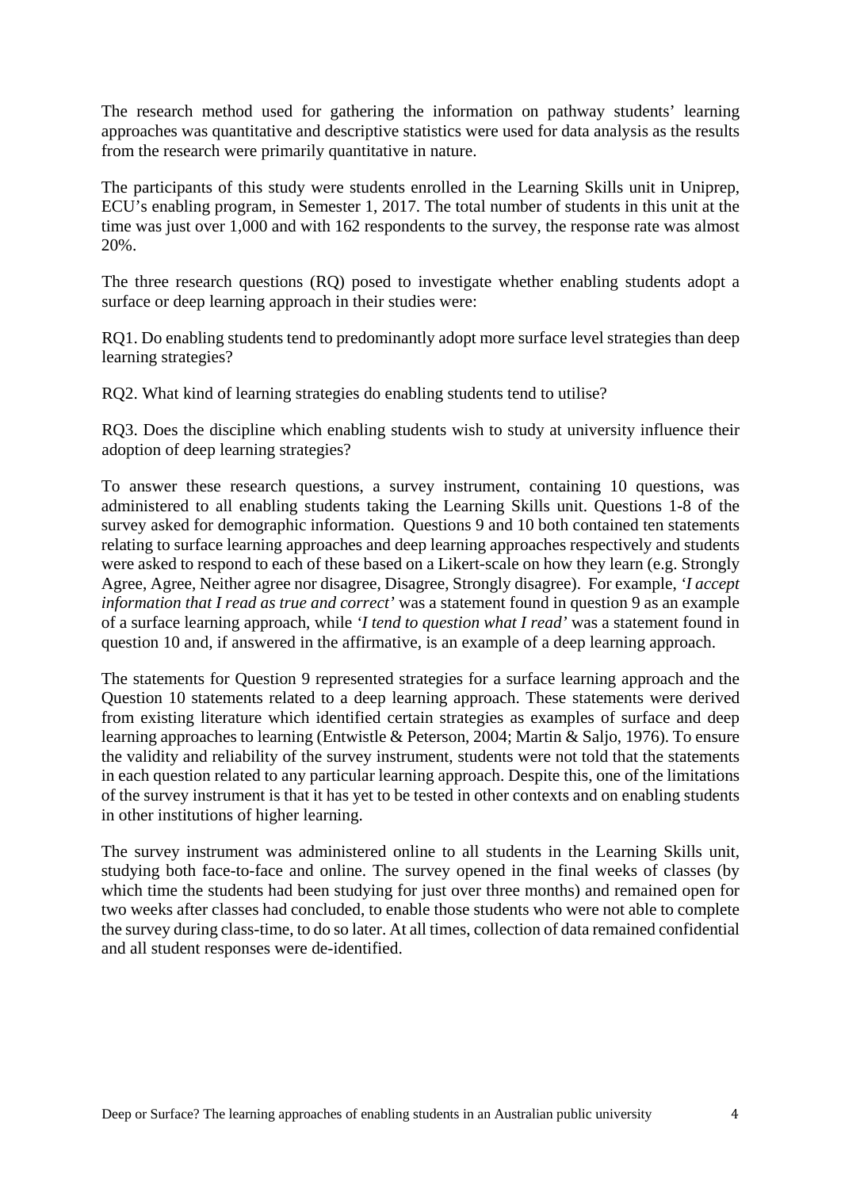The research method used for gathering the information on pathway students' learning approaches was quantitative and descriptive statistics were used for data analysis as the results from the research were primarily quantitative in nature.

The participants of this study were students enrolled in the Learning Skills unit in Uniprep, ECU's enabling program, in Semester 1, 2017. The total number of students in this unit at the time was just over 1,000 and with 162 respondents to the survey, the response rate was almost 20%.

The three research questions (RQ) posed to investigate whether enabling students adopt a surface or deep learning approach in their studies were:

RQ1. Do enabling students tend to predominantly adopt more surface level strategies than deep learning strategies?

RQ2. What kind of learning strategies do enabling students tend to utilise?

RQ3. Does the discipline which enabling students wish to study at university influence their adoption of deep learning strategies?

To answer these research questions, a survey instrument, containing 10 questions, was administered to all enabling students taking the Learning Skills unit. Questions 1-8 of the survey asked for demographic information. Questions 9 and 10 both contained ten statements relating to surface learning approaches and deep learning approaches respectively and students were asked to respond to each of these based on a Likert-scale on how they learn (e.g. Strongly Agree, Agree, Neither agree nor disagree, Disagree, Strongly disagree). For example, *'I accept information that I read as true and correct'* was a statement found in question 9 as an example of a surface learning approach, while *'I tend to question what I read'* was a statement found in question 10 and, if answered in the affirmative, is an example of a deep learning approach.

The statements for Question 9 represented strategies for a surface learning approach and the Question 10 statements related to a deep learning approach. These statements were derived from existing literature which identified certain strategies as examples of surface and deep learning approaches to learning (Entwistle & Peterson, 2004; Martin & Saljo, 1976). To ensure the validity and reliability of the survey instrument, students were not told that the statements in each question related to any particular learning approach. Despite this, one of the limitations of the survey instrument is that it has yet to be tested in other contexts and on enabling students in other institutions of higher learning.

The survey instrument was administered online to all students in the Learning Skills unit, studying both face-to-face and online. The survey opened in the final weeks of classes (by which time the students had been studying for just over three months) and remained open for two weeks after classes had concluded, to enable those students who were not able to complete the survey during class-time, to do so later. At all times, collection of data remained confidential and all student responses were de-identified.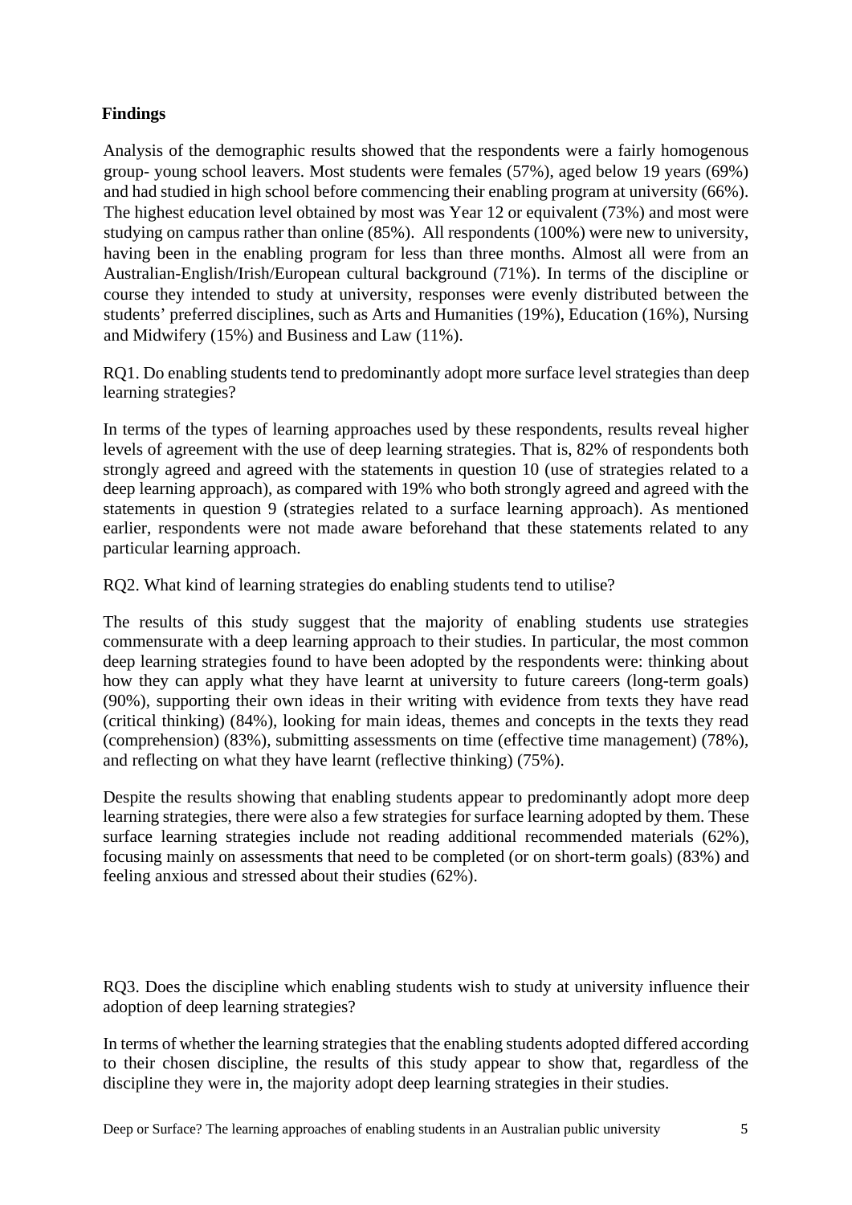## Findings

Analysis of the demographic results showed that the respondents were a fairly homogenous group- young school leavers. Most students were females (57%), aged below 19 years (69%) and had studied in high school before commencing their enabling program at university (66%). The highest education level obtained by most was Year 12 or equivalent (73%) and most were studying on campus rather than online (85%). All respondents (100%) were new to university, having been in the enabling program for less than three months. Almost all were from an Australian-English/Irish/European cultural background (71%). In terms of the discipline or course they intended to study at university, responses were evenly distributed between the students' preferred disciplines, such as Arts and Humanities (19%), Education (16%), Nursing and Midwifery (15%) and Business and Law (11%).

RQ1. Do enabling students tend to predominantly adopt more surface level strategies than deep learning strategies?

In terms of the types of learning approaches used by these respondents, results reveal higher levels of agreement with the use of deep learning strategies. That is, 82% of respondents both strongly agreed and agreed with the statements in question 10 (use of strategies related to a deep learning approach), as compared with 19% who both strongly agreed and agreed with the statements in question 9 (strategies related to a surface learning approach). As mentioned earlier, respondents were not made aware beforehand that these statements related to any particular learning approach.

RQ2. What kind of learning strategies do enabling students tend to utilise?

The results of this study suggest that the majority of enabling students use strategies commensurate with a deep learning approach to their studies. In particular, the most common deep learning strategies found to have been adopted by the respondents were: thinking about how they can apply what they have learnt at university to future careers (long-term goals) (90%), supporting their own ideas in their writing with evidence from texts they have read (critical thinking) (84%), looking for main ideas, themes and concepts in the texts they read (comprehension) (83%), submitting assessments on time (effective time management) (78%), and reflecting on what they have learnt (reflective thinking) (75%).

Despite the results showing that enabling students appear to predominantly adopt more deep learning strategies, there were also a few strategies for surface learning adopted by them. These surface learning strategies include not reading additional recommended materials (62%), focusing mainly on assessments that need to be completed (or on short-term goals) (83%) and feeling anxious and stressed about their studies (62%).

RQ3. Does the discipline which enabling students wish to study at university influence their adoption of deep learning strategies?

In terms of whether the learning strategies that the enabling students adopted differed according to their chosen discipline, the results of this study appear to show that, regardless of the discipline they were in, the majority adopt deep learning strategies in their studies.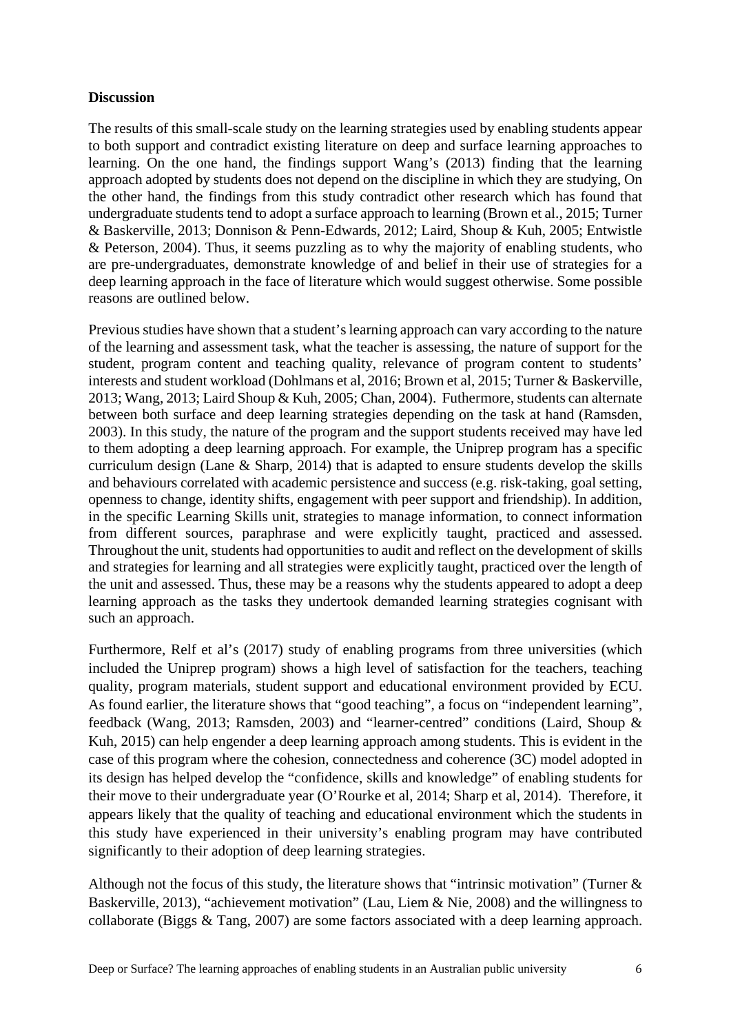**Discussion**

The results of this small-scale study on the learning strategies used by enabling students appear to both support and contradict existing literature on deep and surface learning approaches to learning. On the one hand, the findings support Wang's (2013) finding that the learning approach adopted by students does not depend on the discipline in which they are studying, On the other hand, the findings from this study contradict other research which has found that undergraduate students tend to adopt a surface approach to learning (Brown et al., 2015; Turner & Baskerville, 2013; Donnison & Penn-Edwards, 2012; Laird, Shoup & Kuh, 2005; Entwistle & Peterson, 2004). Thus, it seems puzzling as to why the majority of enabling students, who are pre-undergraduates, demonstrate knowledge of and belief in their use of strategies for a deep learning approach in the face of literature which would suggest otherwise. Some possible reasons are outlined below.

Previous studies have shown that a student's learning approach can vary according to the nature of the learning and assessment task, what the teacher is assessing, the nature of support for the student, program content and teaching quality, relevance of program content to students' interests and student workload (Dohlmans et al, 2016; Brown et al, 2015; Turner & Baskerville, 2013; Wang, 2013; Laird Shoup & Kuh, 2005; Chan, 2004). Futhermore, students can alternate between both surface and deep learning strategies depending on the task at hand (Ramsden, 2003). In this study, the nature of the program and the support students received may have led to them adopting a deep learning approach. For example, the Uniprep program has a specific curriculum design (Lane & Sharp, 2014) that is adapted to ensure students develop the skills and behaviours correlated with academic persistence and success (e.g. risk-taking, goal setting, openness to change, identity shifts, engagement with peer support and friendship). In addition, in the specific Learning Skills unit, strategies to manage information, to connect information from different sources, paraphrase and were explicitly taught, practiced and assessed. Throughout the unit, students had opportunities to audit and reflect on the development of skills and strategies for learning and all strategies were explicitly taught, practiced over the length of the unit and assessed. Thus, these may be a reasons why the students appeared to adopt a deep learning approach as the tasks they undertook demanded learning strategies cognisant with such an approach.

Furthermore, Relf et al's (2017) study of enabling programs from three universities (which included the Uniprep program) shows a high level of satisfaction for the teachers, teaching quality, program materials, student support and educational environment provided by ECU. As found earlier, the literature shows that "good teaching", a focus on "independent learning", feedback (Wang, 2013; Ramsden, 2003) and "learner-centred" conditions (Laird, Shoup & Kuh, 2015) can help engender a deep learning approach among students. This is evident in the case of this program where the cohesion, connectedness and coherence (3C) model adopted in its design has helped develop the "confidence, skills and knowledge" of enabling students for their move to their undergraduate year (O'Rourke et al, 2014; Sharp et al, 2014). Therefore, it appears likely that the quality of teaching and educational environment which the students in this study have experienced in their university's enabling program may have contributed significantly to their adoption of deep learning strategies.

Although not the focus of this study, the literature shows that "intrinsic motivation" (Turner & Baskerville, 2013), "achievement motivation" (Lau, Liem & Nie, 2008) and the willingness to collaborate (Biggs & Tang, 2007) are some factors associated with a deep learning approach.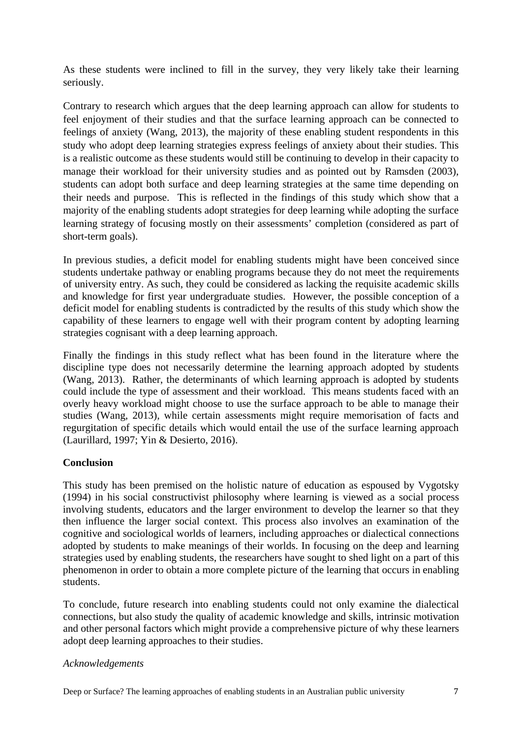As these students were inclined to fill in the survey, they very likely take their learning seriously.

Contrary to research which argues that the deep learning approach can allow for students to feel enjoyment of their studies and that the surface learning approach can be connected to feelings of anxiety (Wang, 2013), the majority of these enabling student respondents in this study who adopt deep learning strategies express feelings of anxiety about their studies. This is a realistic outcome as these students would still be continuing to develop in their capacity to manage their workload for their university studies and as pointed out by Ramsden (2003), students can adopt both surface and deep learning strategies at the same time depending on their needs and purpose. This is reflected in the findings of this study which show that a majority of the enabling students adopt strategies for deep learning while adopting the surface learning strategy of focusing mostly on their assessments' completion (considered as part of short-term goals).

In previous studies, a deficit model for enabling students might have been conceived since students undertake pathway or enabling programs because they do not meet the requirements of university entry. As such, they could be considered as lacking the requisite academic skills and knowledge for first year undergraduate studies. However, the possible conception of a deficit model for enabling students is contradicted by the results of this study which show the capability of these learners to engage well with their program content by adopting learning strategies cognisant with a deep learning approach.

Finally the findings in this study reflect what has been found in the literature where the discipline type does not necessarily determine the learning approach adopted by students (Wang, 2013). Rather, the determinants of which learning approach is adopted by students could include the type of assessment and their workload. This means students faced with an overly heavy workload might choose to use the surface approach to be able to manage their studies (Wang, 2013), while certain assessments might require memorisation of facts and regurgitation of specific details which would entail the use of the surface learning approach (Laurillard, 1997; Yin & Desierto, 2016).

**Conclusion**

This study has been premised on the holistic nature of education as espoused by Vygotsky (1994) in his social constructivist philosophy where learning is viewed as a social process involving students, educators and the larger environment to develop the learner so that they then influence the larger social context. This process also involves an examination of the cognitive and sociological worlds of learners, including approaches or dialectical connections adopted by students to make meanings of their worlds. In focusing on the deep and learning strategies used by enabling students, the researchers have sought to shed light on a part of this phenomenon in order to obtain a more complete picture of the learning that occurs in enabling students.

To conclude, future research into enabling students could not only examine the dialectical connections, but also study the quality of academic knowledge and skills, intrinsic motivation and other personal factors which might provide a comprehensive picture of why these learners adopt deep learning approaches to their studies.

*Acknowledgements*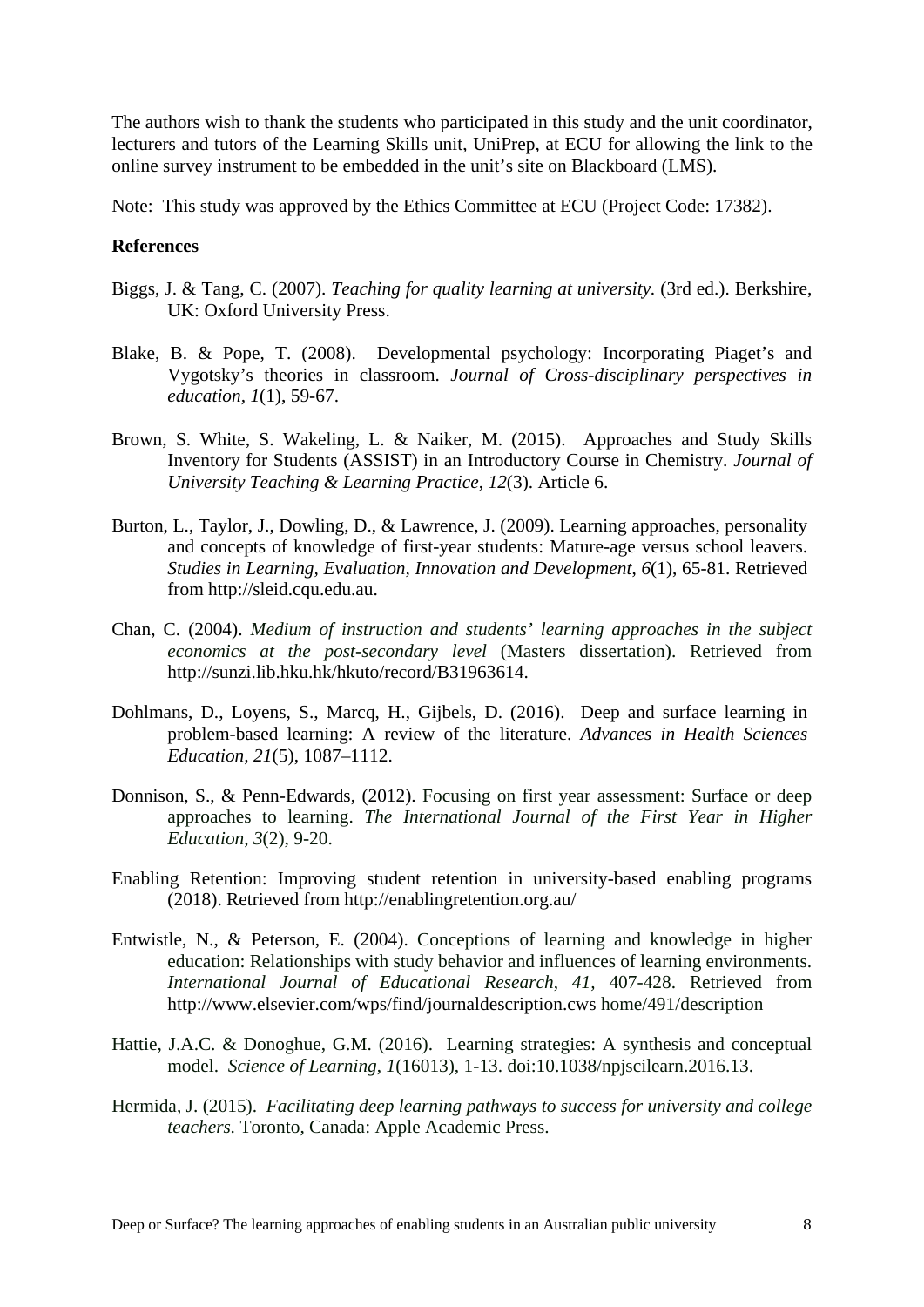The authors wish to thank the students who participated in this study and the unit coordinator, lecturers and tutors of the Learning Skills unit, UniPrep, at ECU for allowing the link to the online survey instrument to be embedded in the unit's site on Blackboard (LMS).

Note: This study was approved by the Ethics Committee at ECU (Project Code: 17382).

**References**

Biggs, J. & Tang, C. (2007). *Teaching for quality learning at university.* (3rd ed.). Berkshire, UK: Oxford University Press.

Blake, B. & Pope, T. (2008). Developmental psychology: Incorporating Piaget's and Vygotsky's theories in classroom. *Journal of Cross-disciplinary perspectives in education, 1*(1), 59-67.

Brown, S. White, S. Wakeling, L. & Naiker, M. (2015). Approaches and Study Skills Inventory for Students (ASSIST) in an Introductory Course in Chemistry. *Journal of University Teaching & Learning Practice*, *12*(3). Article 6.

Burton, L., Taylor, J., Dowling, D., & Lawrence, J. (2009). Learning approaches, personality and concepts of knowledge of first-year students: Mature-age versus school leavers. *Studies in Learning, Evaluation, Innovation and Development, 6*(1), 65-81. Retrieved from http://sleid.cqu.edu.au.

Chan, C. (2004). *Medium of instruction and students' learning approaches in the subject economics at the post-secondary level* (Masters dissertation). Retrieved from http://sunzi.lib.hku.hk/hkuto/record/B31963614.

Dohlmans, D., Loyens, S., Marcq, H., Gijbels, D. (2016). Deep and surface learning in problem-based learning: A review of the literature. *Advances in Health Sciences Education, 21*(5), 1087–1112.

Donnison, S., & Penn-Edwards, (2012). Focusing on first year assessment: Surface or deep approaches to learning. *The International Journal of the First Year in Higher Education, 3*(2), 9-20.

Enabling Retention: Improving student retention in university-based enabling programs (2018). Retrieved from http://enablingretention.org.au/

Entwistle, N., & Peterson, E. (2004). Conceptions of learning and knowledge in higher education: Relationships with study behavior and influences of learning environments. *International Journal of Educational Research, 41,* 407-428. Retrieved from http://www.elsevier.com/wps/find/journaldescription.cws home/491/description

Hattie, J.A.C. & Donoghue, G.M. (2016). Learning strategies: A synthesis and conceptual model. *Science of Learning, 1*(16013), 1-13. doi:10.1038/npjscilearn.2016.13.

Hermida, J. (2015). *Facilitating deep learning pathways to success for university and college teachers.* Toronto, Canada: Apple Academic Press.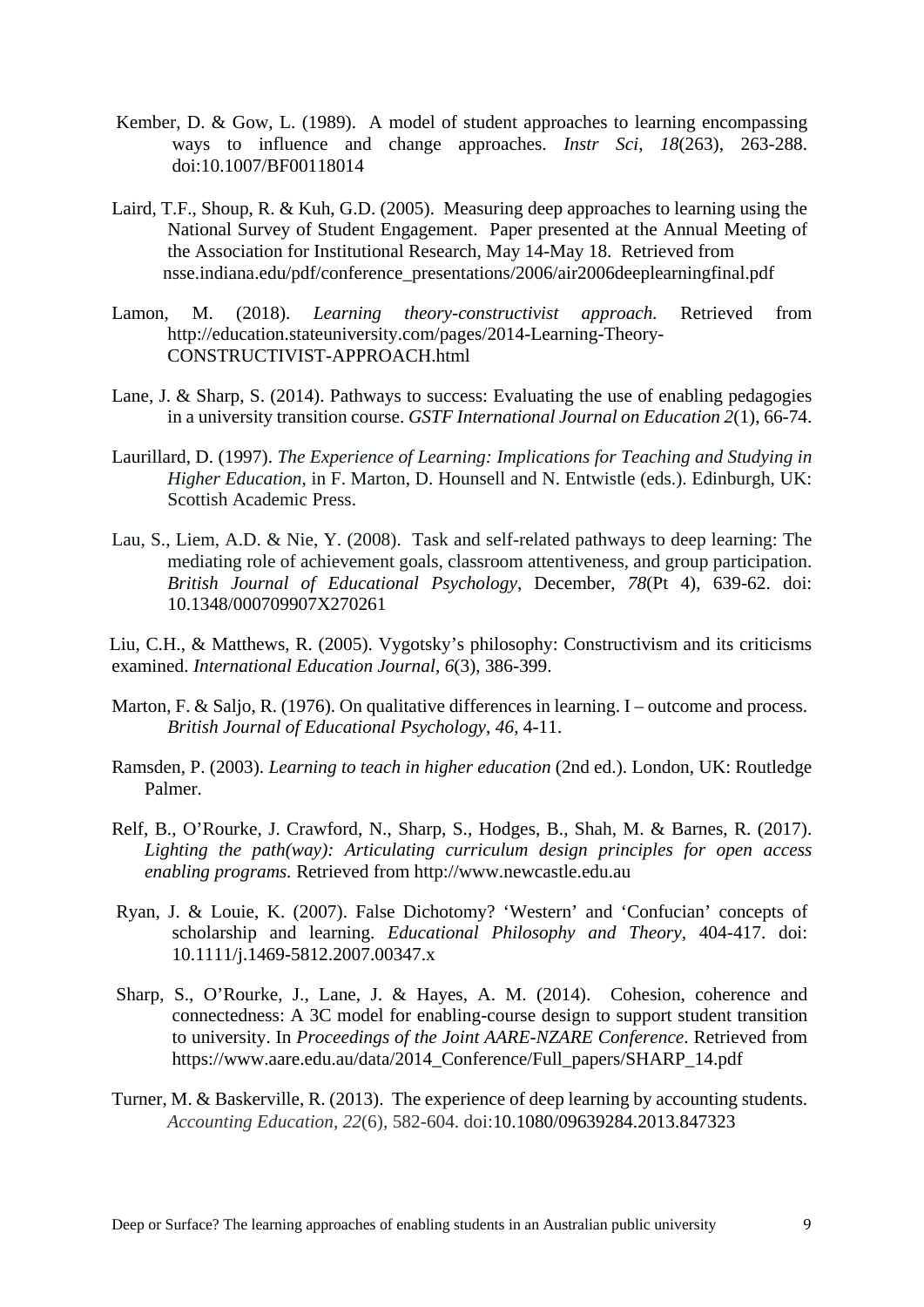Kember, D. & Gow, L. (1989). A model of student approaches to learning encompassing ways to influence and change approaches. *Instr Sci*, *18*(263), 263-288. doi:10.1007/BF00118014

Laird, T.F., Shoup, R. & Kuh, G.D. (2005). Measuring deep approaches to learning using the National Survey of Student Engagement. Paper presented at the Annual Meeting of the Association for Institutional Research, May 14-May 18. Retrieved from nsse.indiana.edu/pdf/conference_presentations/2006/air2006deeplearningfinal.pdf

Lamon, M. (2018). *Learning theory-constructivist approach.* Retrieved from http://education.stateuniversity.com/pages/2014-Learning-Theory-CONSTRUCTIVIST-APPROACH.html

Lane, J. & Sharp, S. (2014). Pathways to success: Evaluating the use of enabling pedagogies in a university transition course. *GSTF International Journal on Education 2*(1), 66-74.

Laurillard, D. (1997). *The Experience of Learning: Implications for Teaching and Studying in Higher Education*, in F. Marton, D. Hounsell and N. Entwistle (eds.). Edinburgh, UK: Scottish Academic Press.

Lau, S., Liem, A.D. & Nie, Y. (2008). Task and self-related pathways to deep learning: The mediating role of achievement goals, classroom attentiveness, and group participation. *British Journal of Educational Psychology*, December, *78*(Pt 4), 639-62. doi: 10.1348/000709907X270261

Liu, C.H., & Matthews, R. (2005). Vygotsky's philosophy: Constructivism and its criticisms examined. *International Education Journal*, *6*(3), 386-399.

Marton, F. & Saljo, R. (1976). On qualitative differences in learning. I – outcome and process. *British Journal of Educational Psychology, 46,* 4-11.

Ramsden, P. (2003). *Learning to teach in higher education* (2nd ed.). London, UK: Routledge Palmer.

Relf, B., O'Rourke, J. Crawford, N., Sharp, S., Hodges, B., Shah, M. & Barnes, R. (2017). *Lighting the path(way): Articulating curriculum design principles for open access enabling programs.* Retrieved from http://www.newcastle.edu.au

Ryan, J. & Louie, K. (2007). False Dichotomy? 'Western' and 'Confucian' concepts of scholarship and learning. *Educational Philosophy and Theory*, 404-417. doi: 10.1111/j.1469-5812.2007.00347.x

Sharp, S., O'Rourke, J., Lane, J. & Hayes, A. M. (2014). Cohesion, coherence and connectedness: A 3C model for enabling-course design to support student transition to university. In *Proceedings of the Joint AARE-NZARE Conference*. Retrieved from https://www.aare.edu.au/data/2014_Conference/Full_papers/SHARP_14.pdf

Turner, M. & Baskerville, R. (2013). The experience of deep learning by accounting students. *Accounting Education, 22*(6), 582-604. doi:10.1080/09639284.2013.847323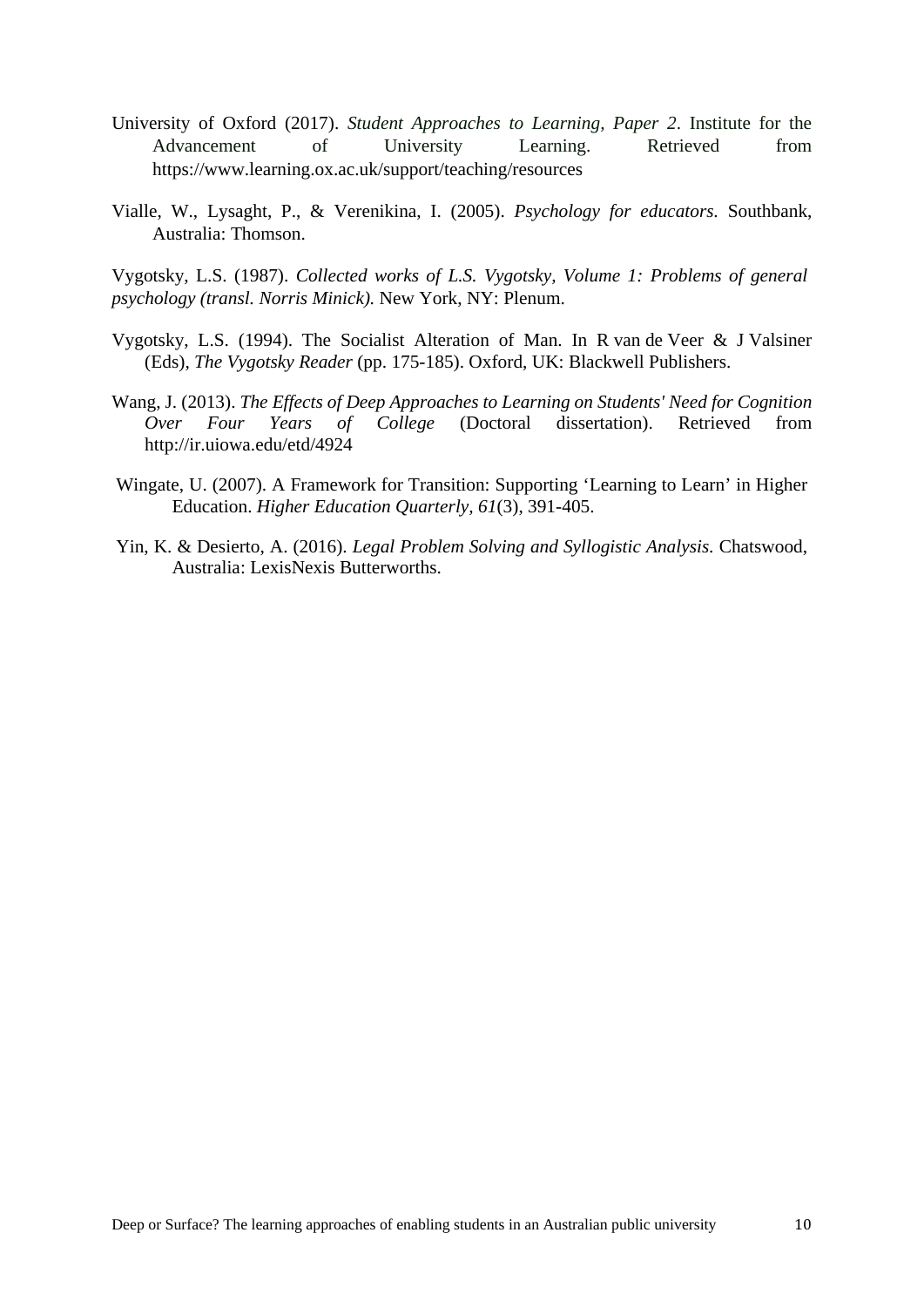University of Oxford (2017). *Student Approaches to Learning, Paper 2*. Institute for the Advancement of University Learning. Retrieved from https://www.learning.ox.ac.uk/support/teaching/resources

Vialle, W., Lysaght, P., & Verenikina, I. (2005). *Psychology for educators.* Southbank, Australia: Thomson.

Vygotsky, L.S. (1987). *Collected works of L.S. Vygotsky, Volume 1: Problems of general psychology (transl. Norris Minick).* New York, NY: Plenum.

Vygotsky, L.S. (1994). The Socialist Alteration of Man. In R van de Veer & J Valsiner (Eds), *The Vygotsky Reader* (pp. 175-185). Oxford, UK: Blackwell Publishers.

Wang, J. (2013). *The Effects of Deep Approaches to Learning on Students' Need for Cognition Over Four Years of College* (Doctoral dissertation). Retrieved from http://ir.uiowa.edu/etd/4924

Wingate, U. (2007). A Framework for Transition: Supporting 'Learning to Learn' in Higher Education. *Higher Education Quarterly, 61*(3), 391-405.

Yin, K. & Desierto, A. (2016). *Legal Problem Solving and Syllogistic Analysis.* Chatswood, Australia: LexisNexis Butterworths.